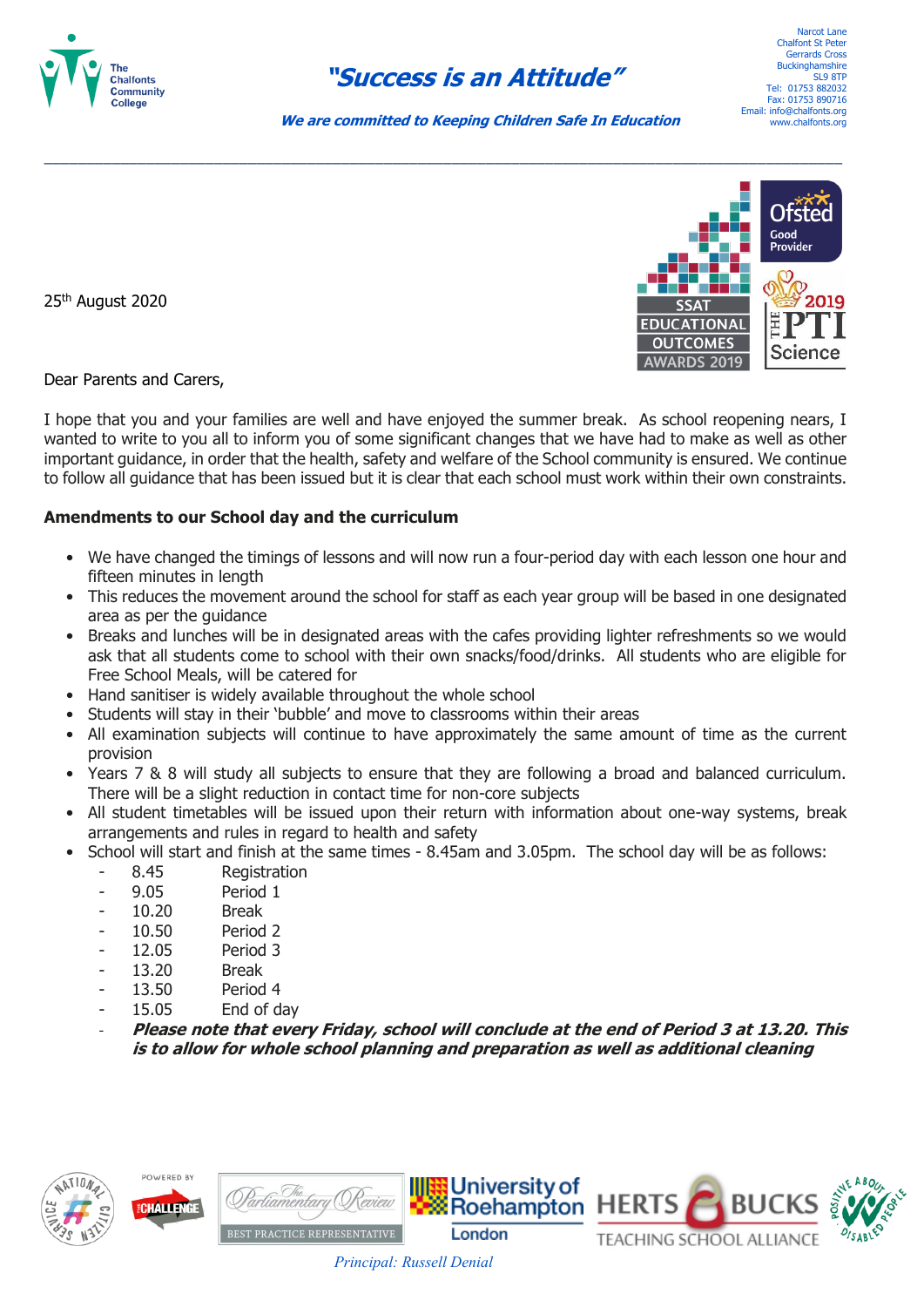The Chalfonts Community College

# "Success is an Attitude"

***We are committed to Keeping Children Safe In Education***

Narcot Lane
Chalfont St Peter
Gerrards Cross
Buckinghamshire
SL9 8TP
Tel: 01753 882032
Fax: 01753 890716
Email: info@chalfonts.org
www.chalfonts.org

25th August 2020

Dear Parents and Carers,

I hope that you and your families are well and have enjoyed the summer break. As school reopening nears, I wanted to write to you all to inform you of some significant changes that we have had to make as well as other important guidance, in order that the health, safety and welfare of the School community is ensured. We continue to follow all guidance that has been issued but it is clear that each school must work within their own constraints.

**Amendments to our School day and the curriculum**

- We have changed the timings of lessons and will now run a four-period day with each lesson one hour and fifteen minutes in length
- This reduces the movement around the school for staff as each year group will be based in one designated area as per the guidance
- Breaks and lunches will be in designated areas with the cafes providing lighter refreshments so we would ask that all students come to school with their own snacks/food/drinks. All students who are eligible for Free School Meals, will be catered for
- Hand sanitiser is widely available throughout the whole school
- Students will stay in their 'bubble' and move to classrooms within their areas
- All examination subjects will continue to have approximately the same amount of time as the current provision
- Years 7 & 8 will study all subjects to ensure that they are following a broad and balanced curriculum. There will be a slight reduction in contact time for non-core subjects
- All student timetables will be issued upon their return with information about one-way systems, break arrangements and rules in regard to health and safety
- School will start and finish at the same times - 8.45am and 3.05pm. The school day will be as follows:
  - 8.45 Registration
  - 9.05 Period 1
  - 10.20 Break
  - 10.50 Period 2
  - 12.05 Period 3
  - 13.20 Break
  - 13.50 Period 4
  - 15.05 End of day
  - ***Please note that every Friday, school will conclude at the end of Period 3 at 13.20. This is to allow for whole school planning and preparation as well as additional cleaning***

*Principal: Russell Denial*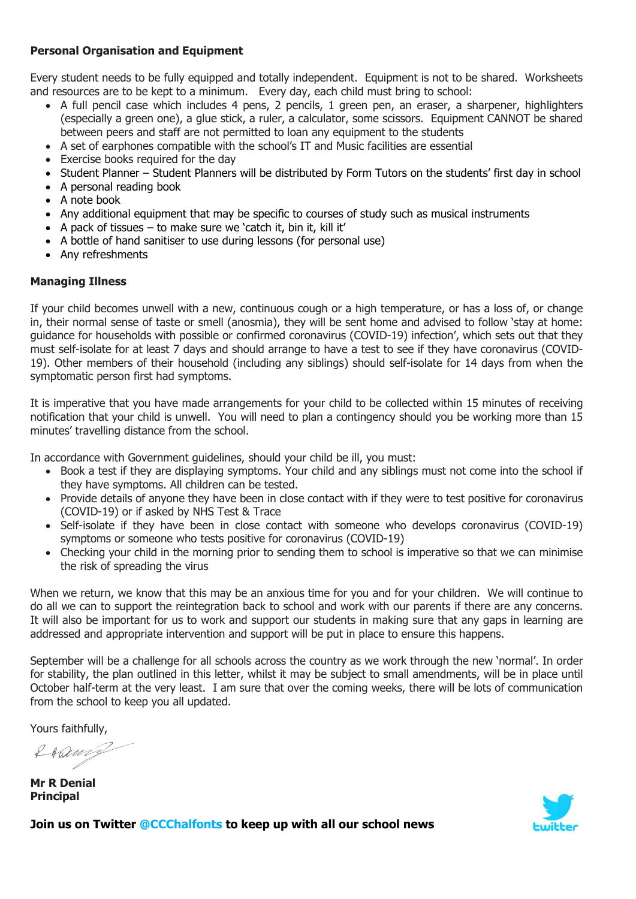**Personal Organisation and Equipment**

Every student needs to be fully equipped and totally independent. Equipment is not to be shared. Worksheets and resources are to be kept to a minimum. Every day, each child must bring to school:

- A full pencil case which includes 4 pens, 2 pencils, 1 green pen, an eraser, a sharpener, highlighters (especially a green one), a glue stick, a ruler, a calculator, some scissors. Equipment CANNOT be shared between peers and staff are not permitted to loan any equipment to the students
- A set of earphones compatible with the school's IT and Music facilities are essential
- Exercise books required for the day
- Student Planner – Student Planners will be distributed by Form Tutors on the students' first day in school
- A personal reading book
- A note book
- Any additional equipment that may be specific to courses of study such as musical instruments
- A pack of tissues – to make sure we 'catch it, bin it, kill it'
- A bottle of hand sanitiser to use during lessons (for personal use)
- Any refreshments

**Managing Illness**

If your child becomes unwell with a new, continuous cough or a high temperature, or has a loss of, or change in, their normal sense of taste or smell (anosmia), they will be sent home and advised to follow 'stay at home: guidance for households with possible or confirmed coronavirus (COVID-19) infection', which sets out that they must self-isolate for at least 7 days and should arrange to have a test to see if they have coronavirus (COVID-19). Other members of their household (including any siblings) should self-isolate for 14 days from when the symptomatic person first had symptoms.

It is imperative that you have made arrangements for your child to be collected within 15 minutes of receiving notification that your child is unwell. You will need to plan a contingency should you be working more than 15 minutes' travelling distance from the school.

In accordance with Government guidelines, should your child be ill, you must:

- Book a test if they are displaying symptoms. Your child and any siblings must not come into the school if they have symptoms. All children can be tested.
- Provide details of anyone they have been in close contact with if they were to test positive for coronavirus (COVID-19) or if asked by NHS Test & Trace
- Self-isolate if they have been in close contact with someone who develops coronavirus (COVID-19) symptoms or someone who tests positive for coronavirus (COVID-19)
- Checking your child in the morning prior to sending them to school is imperative so that we can minimise the risk of spreading the virus

When we return, we know that this may be an anxious time for you and for your children. We will continue to do all we can to support the reintegration back to school and work with our parents if there are any concerns. It will also be important for us to work and support our students in making sure that any gaps in learning are addressed and appropriate intervention and support will be put in place to ensure this happens.

September will be a challenge for all schools across the country as we work through the new 'normal'. In order for stability, the plan outlined in this letter, whilst it may be subject to small amendments, will be in place until October half-term at the very least. I am sure that over the coming weeks, there will be lots of communication from the school to keep you all updated.

Yours faithfully,

**Mr R Denial**
**Principal**

**Join us on Twitter @CCChalfonts to keep up with all our school news**